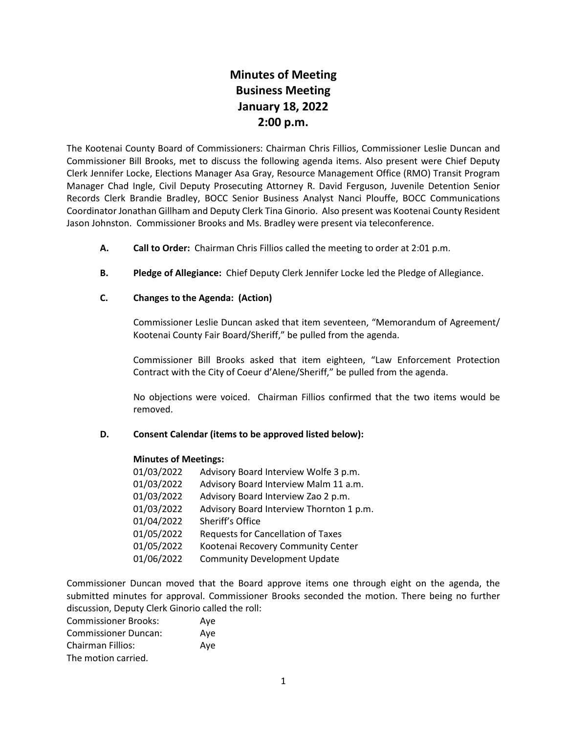# Minutes of Meeting
# Business Meeting
# January 18, 2022
# 2:00 p.m.

The Kootenai County Board of Commissioners: Chairman Chris Fillios, Commissioner Leslie Duncan and Commissioner Bill Brooks, met to discuss the following agenda items. Also present were Chief Deputy Clerk Jennifer Locke, Elections Manager Asa Gray, Resource Management Office (RMO) Transit Program Manager Chad Ingle, Civil Deputy Prosecuting Attorney R. David Ferguson, Juvenile Detention Senior Records Clerk Brandie Bradley, BOCC Senior Business Analyst Nanci Plouffe, BOCC Communications Coordinator Jonathan Gillham and Deputy Clerk Tina Ginorio. Also present was Kootenai County Resident Jason Johnston. Commissioner Brooks and Ms. Bradley were present via teleconference.

**A. Call to Order:** Chairman Chris Fillios called the meeting to order at 2:01 p.m.

**B. Pledge of Allegiance:** Chief Deputy Clerk Jennifer Locke led the Pledge of Allegiance.

**C. Changes to the Agenda: (Action)**

Commissioner Leslie Duncan asked that item seventeen, "Memorandum of Agreement/ Kootenai County Fair Board/Sheriff," be pulled from the agenda.

Commissioner Bill Brooks asked that item eighteen, "Law Enforcement Protection Contract with the City of Coeur d'Alene/Sheriff," be pulled from the agenda.

No objections were voiced. Chairman Fillios confirmed that the two items would be removed.

**D. Consent Calendar (items to be approved listed below):**

**Minutes of Meetings:**

| | |
|---|---|
| 01/03/2022 | Advisory Board Interview Wolfe 3 p.m. |
| 01/03/2022 | Advisory Board Interview Malm 11 a.m. |
| 01/03/2022 | Advisory Board Interview Zao 2 p.m. |
| 01/03/2022 | Advisory Board Interview Thornton 1 p.m. |
| 01/04/2022 | Sheriff's Office |
| 01/05/2022 | Requests for Cancellation of Taxes |
| 01/05/2022 | Kootenai Recovery Community Center |
| 01/06/2022 | Community Development Update |

Commissioner Duncan moved that the Board approve items one through eight on the agenda, the submitted minutes for approval. Commissioner Brooks seconded the motion. There being no further discussion, Deputy Clerk Ginorio called the roll:

| | |
|---|---|
| Commissioner Brooks: | Aye |
| Commissioner Duncan: | Aye |
| Chairman Fillios: | Aye |

The motion carried.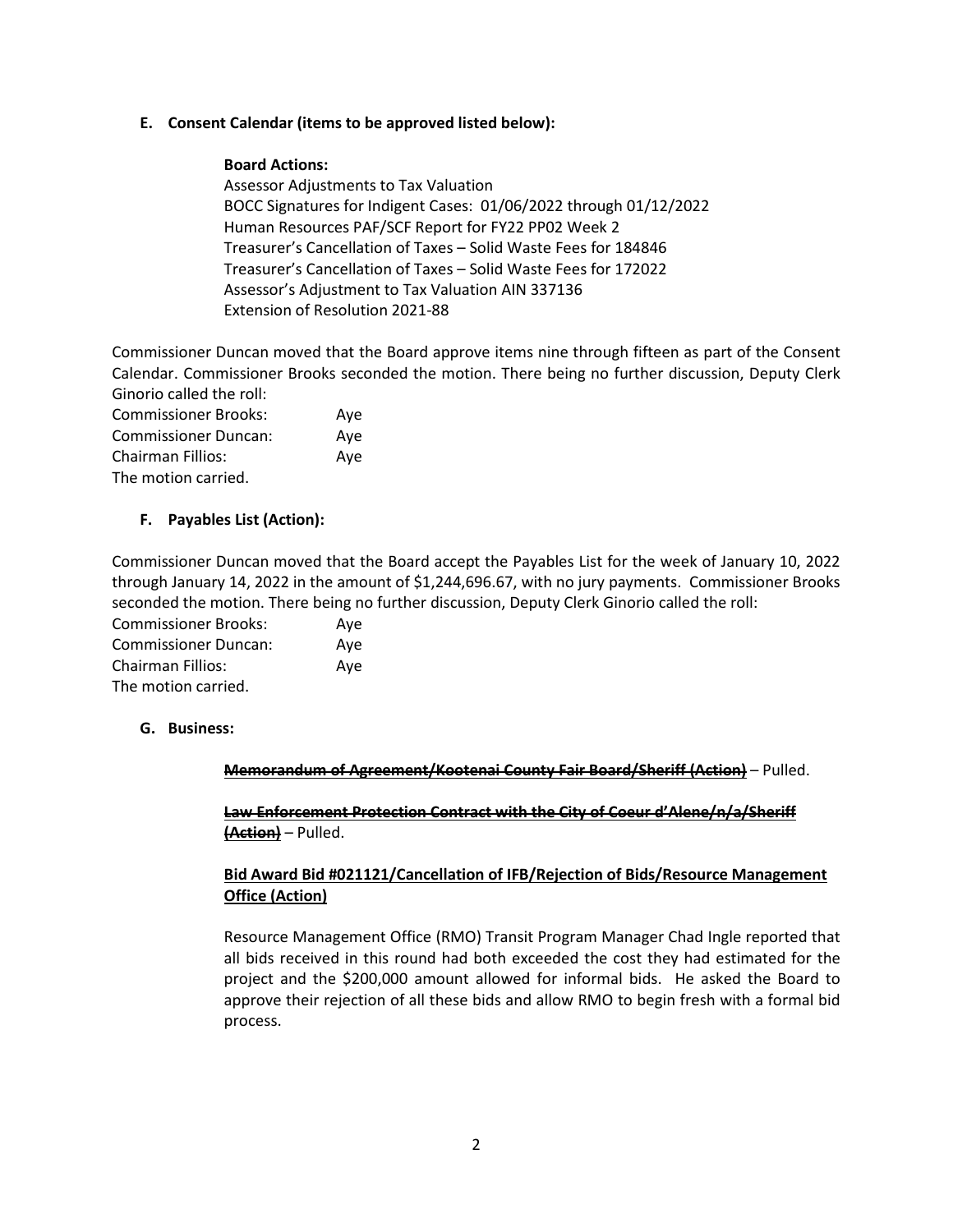**E. Consent Calendar (items to be approved listed below):**

**Board Actions:**
Assessor Adjustments to Tax Valuation
BOCC Signatures for Indigent Cases: 01/06/2022 through 01/12/2022
Human Resources PAF/SCF Report for FY22 PP02 Week 2
Treasurer's Cancellation of Taxes – Solid Waste Fees for 184846
Treasurer's Cancellation of Taxes – Solid Waste Fees for 172022
Assessor's Adjustment to Tax Valuation AIN 337136
Extension of Resolution 2021-88

Commissioner Duncan moved that the Board approve items nine through fifteen as part of the Consent Calendar. Commissioner Brooks seconded the motion. There being no further discussion, Deputy Clerk Ginorio called the roll:

Commissioner Brooks: Aye
Commissioner Duncan: Aye
Chairman Fillios: Aye
The motion carried.

**F. Payables List (Action):**

Commissioner Duncan moved that the Board accept the Payables List for the week of January 10, 2022 through January 14, 2022 in the amount of $1,244,696.67, with no jury payments. Commissioner Brooks seconded the motion. There being no further discussion, Deputy Clerk Ginorio called the roll:

Commissioner Brooks: Aye
Commissioner Duncan: Aye
Chairman Fillios: Aye
The motion carried.

**G. Business:**

**~~Memorandum of Agreement/Kootenai County Fair Board/Sheriff (Action)~~** – Pulled.

**~~Law Enforcement Protection Contract with the City of Coeur d'Alene/n/a/Sheriff (Action)~~** – Pulled.

**Bid Award Bid #021121/Cancellation of IFB/Rejection of Bids/Resource Management Office (Action)**

Resource Management Office (RMO) Transit Program Manager Chad Ingle reported that all bids received in this round had both exceeded the cost they had estimated for the project and the $200,000 amount allowed for informal bids. He asked the Board to approve their rejection of all these bids and allow RMO to begin fresh with a formal bid process.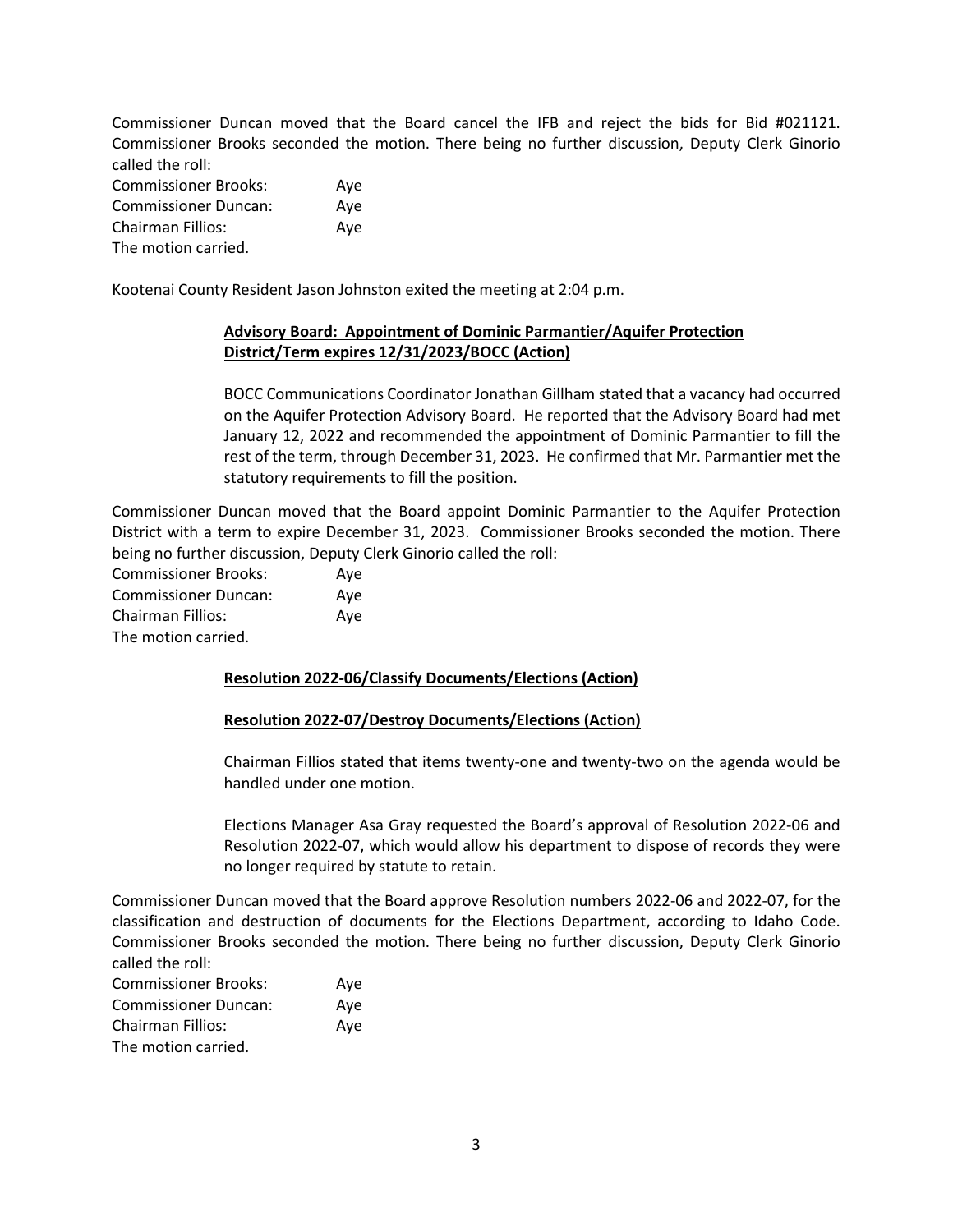Commissioner Duncan moved that the Board cancel the IFB and reject the bids for Bid #021121. Commissioner Brooks seconded the motion. There being no further discussion, Deputy Clerk Ginorio called the roll:

Commissioner Brooks: Aye
Commissioner Duncan: Aye
Chairman Fillios: Aye
The motion carried.

Kootenai County Resident Jason Johnston exited the meeting at 2:04 p.m.

**Advisory Board: Appointment of Dominic Parmantier/Aquifer Protection District/Term expires 12/31/2023/BOCC (Action)**

BOCC Communications Coordinator Jonathan Gillham stated that a vacancy had occurred on the Aquifer Protection Advisory Board. He reported that the Advisory Board had met January 12, 2022 and recommended the appointment of Dominic Parmantier to fill the rest of the term, through December 31, 2023. He confirmed that Mr. Parmantier met the statutory requirements to fill the position.

Commissioner Duncan moved that the Board appoint Dominic Parmantier to the Aquifer Protection District with a term to expire December 31, 2023. Commissioner Brooks seconded the motion. There being no further discussion, Deputy Clerk Ginorio called the roll:

Commissioner Brooks: Aye
Commissioner Duncan: Aye
Chairman Fillios: Aye
The motion carried.

**Resolution 2022-06/Classify Documents/Elections (Action)**

**Resolution 2022-07/Destroy Documents/Elections (Action)**

Chairman Fillios stated that items twenty-one and twenty-two on the agenda would be handled under one motion.

Elections Manager Asa Gray requested the Board's approval of Resolution 2022-06 and Resolution 2022-07, which would allow his department to dispose of records they were no longer required by statute to retain.

Commissioner Duncan moved that the Board approve Resolution numbers 2022-06 and 2022-07, for the classification and destruction of documents for the Elections Department, according to Idaho Code. Commissioner Brooks seconded the motion. There being no further discussion, Deputy Clerk Ginorio called the roll:

Commissioner Brooks: Aye
Commissioner Duncan: Aye
Chairman Fillios: Aye
The motion carried.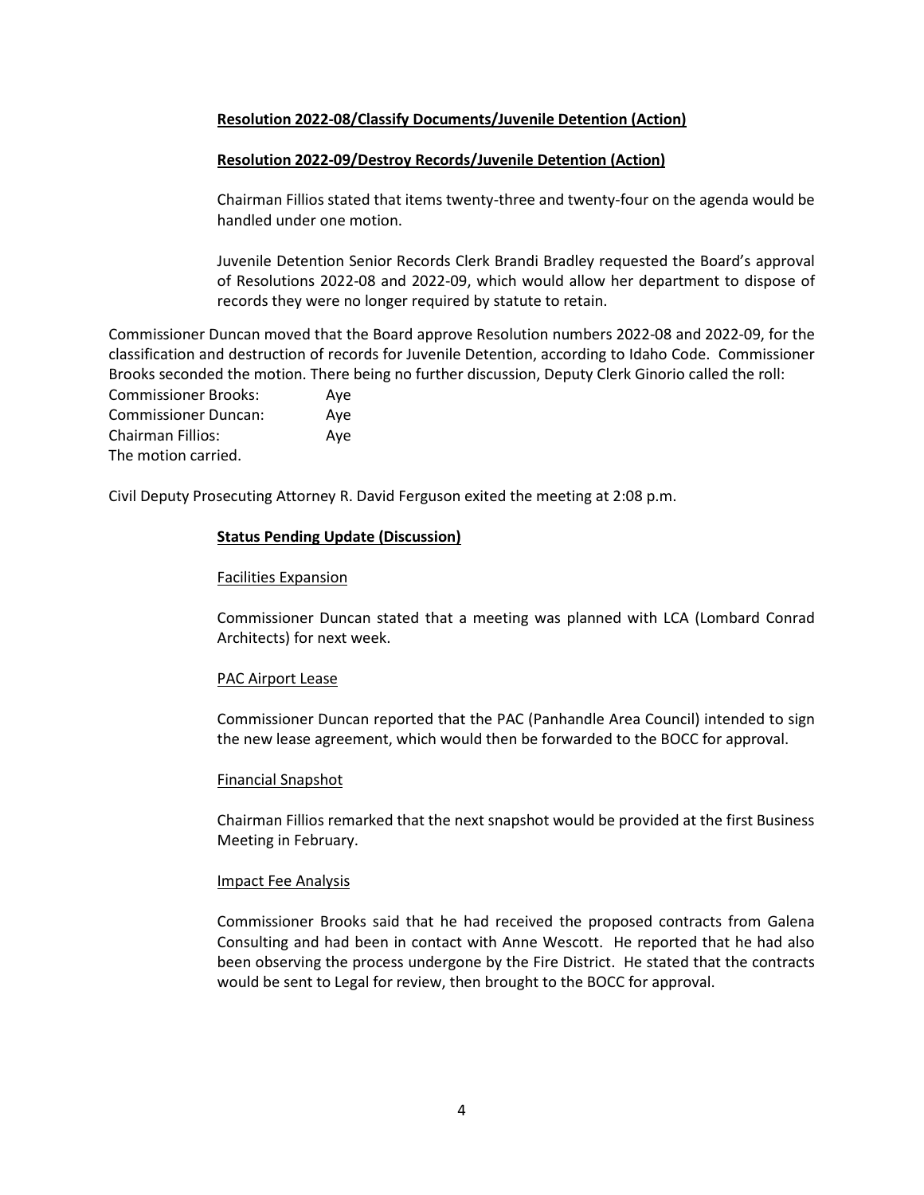**Resolution 2022-08/Classify Documents/Juvenile Detention (Action)**

**Resolution 2022-09/Destroy Records/Juvenile Detention (Action)**

Chairman Fillios stated that items twenty-three and twenty-four on the agenda would be handled under one motion.

Juvenile Detention Senior Records Clerk Brandi Bradley requested the Board's approval of Resolutions 2022-08 and 2022-09, which would allow her department to dispose of records they were no longer required by statute to retain.

Commissioner Duncan moved that the Board approve Resolution numbers 2022-08 and 2022-09, for the classification and destruction of records for Juvenile Detention, according to Idaho Code. Commissioner Brooks seconded the motion. There being no further discussion, Deputy Clerk Ginorio called the roll:

Commissioner Brooks: Aye
Commissioner Duncan: Aye
Chairman Fillios: Aye
The motion carried.

Civil Deputy Prosecuting Attorney R. David Ferguson exited the meeting at 2:08 p.m.

**Status Pending Update (Discussion)**

Facilities Expansion

Commissioner Duncan stated that a meeting was planned with LCA (Lombard Conrad Architects) for next week.

PAC Airport Lease

Commissioner Duncan reported that the PAC (Panhandle Area Council) intended to sign the new lease agreement, which would then be forwarded to the BOCC for approval.

Financial Snapshot

Chairman Fillios remarked that the next snapshot would be provided at the first Business Meeting in February.

Impact Fee Analysis

Commissioner Brooks said that he had received the proposed contracts from Galena Consulting and had been in contact with Anne Wescott. He reported that he had also been observing the process undergone by the Fire District. He stated that the contracts would be sent to Legal for review, then brought to the BOCC for approval.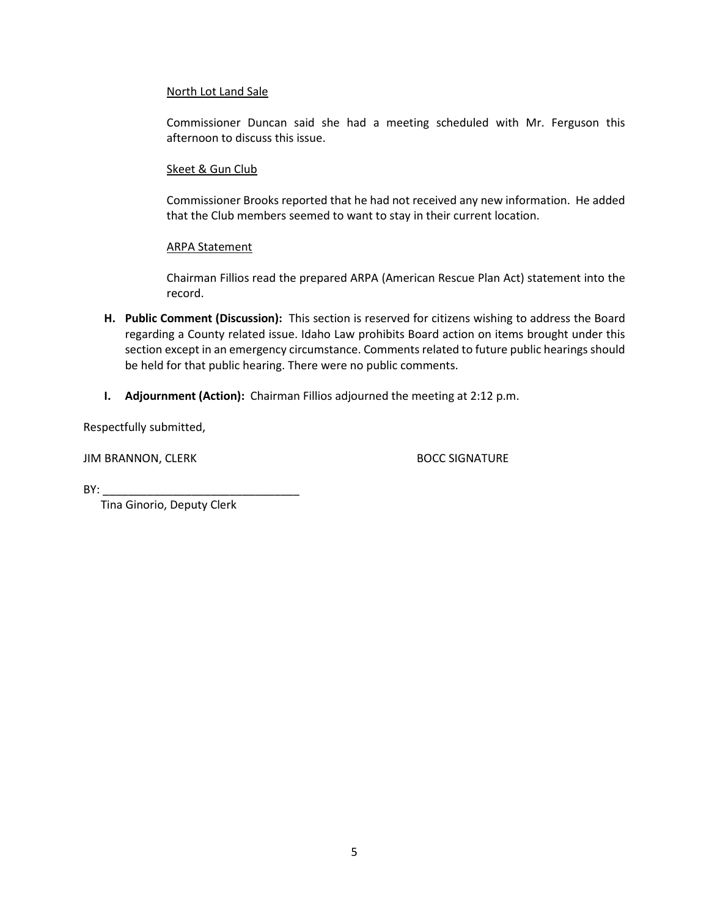North Lot Land Sale

Commissioner Duncan said she had a meeting scheduled with Mr. Ferguson this afternoon to discuss this issue.

Skeet & Gun Club

Commissioner Brooks reported that he had not received any new information. He added that the Club members seemed to want to stay in their current location.

ARPA Statement

Chairman Fillios read the prepared ARPA (American Rescue Plan Act) statement into the record.

**H. Public Comment (Discussion):** This section is reserved for citizens wishing to address the Board regarding a County related issue. Idaho Law prohibits Board action on items brought under this section except in an emergency circumstance. Comments related to future public hearings should be held for that public hearing. There were no public comments.

**I. Adjournment (Action):** Chairman Fillios adjourned the meeting at 2:12 p.m.

Respectfully submitted,

JIM BRANNON, CLERK                                                    BOCC SIGNATURE

BY: ______________________________

Tina Ginorio, Deputy Clerk